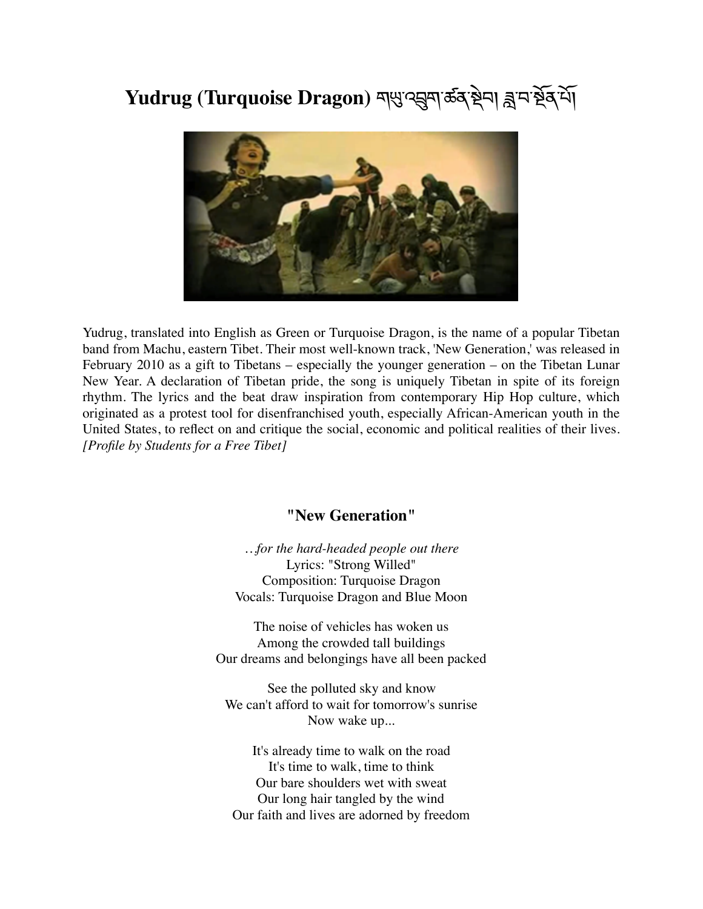# Yudrug (Turquoise Dragon) གཡུ་འབྲུག་ཚན་སྡེབ། གླུ་པ་སྔོན་པོ།

Yudrug, translated into English as Green or Turquoise Dragon, is the name of a popular Tibetan band from Machu, eastern Tibet. Their most well-known track, 'New Generation,' was released in February 2010 as a gift to Tibetans – especially the younger generation – on the Tibetan Lunar New Year. A declaration of Tibetan pride, the song is uniquely Tibetan in spite of its foreign rhythm. The lyrics and the beat draw inspiration from contemporary Hip Hop culture, which originated as a protest tool for disenfranchised youth, especially African-American youth in the United States, to reflect on and critique the social, economic and political realities of their lives. *[Profile by Students for a Free Tibet]*

## "New Generation"

*…for the hard-headed people out there*
Lyrics: "Strong Willed"
Composition: Turquoise Dragon
Vocals: Turquoise Dragon and Blue Moon

The noise of vehicles has woken us
Among the crowded tall buildings
Our dreams and belongings have all been packed

See the polluted sky and know
We can't afford to wait for tomorrow's sunrise
Now wake up...

It's already time to walk on the road
It's time to walk, time to think
Our bare shoulders wet with sweat
Our long hair tangled by the wind
Our faith and lives are adorned by freedom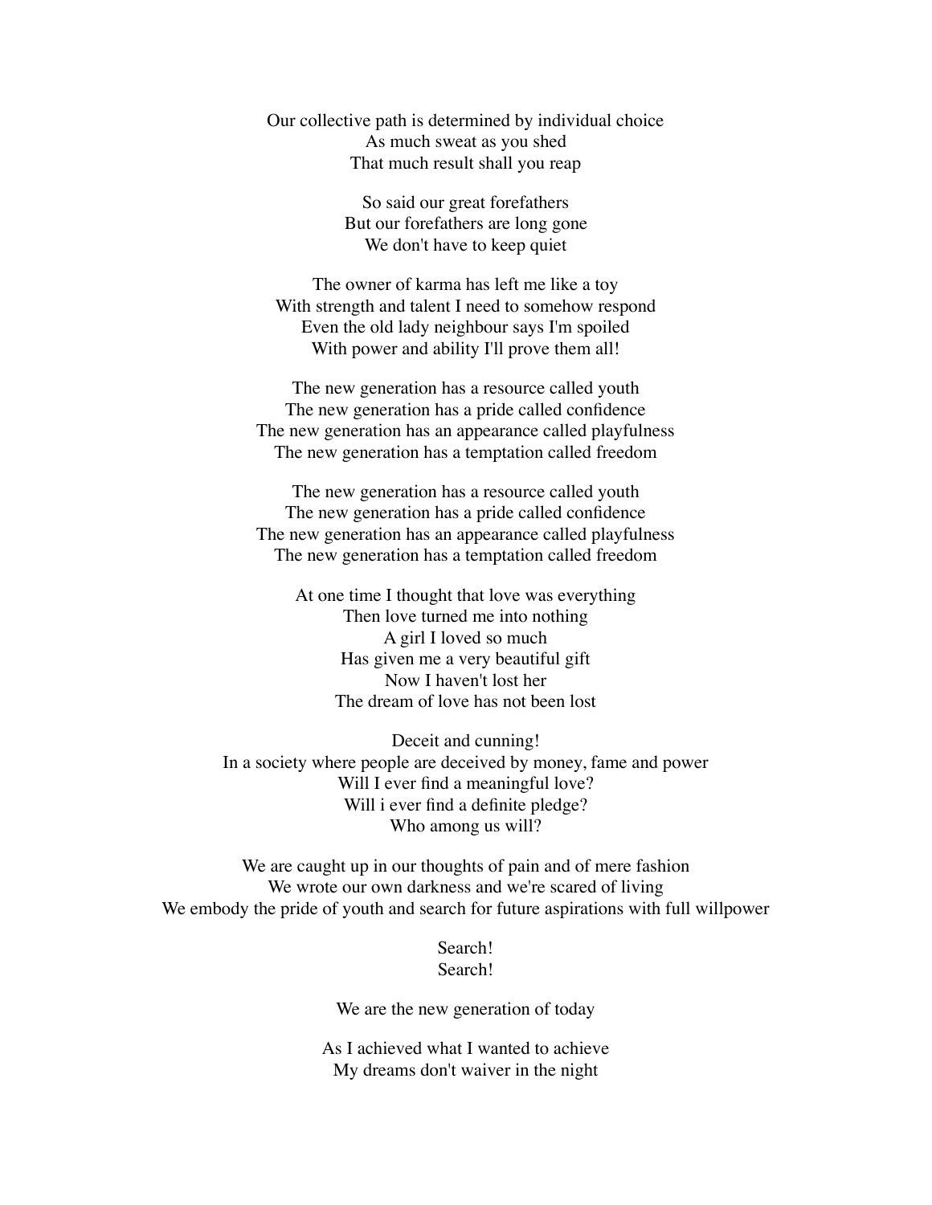Our collective path is determined by individual choice
As much sweat as you shed
That much result shall you reap

So said our great forefathers
But our forefathers are long gone
We don't have to keep quiet

The owner of karma has left me like a toy
With strength and talent I need to somehow respond
Even the old lady neighbour says I'm spoiled
With power and ability I'll prove them all!

The new generation has a resource called youth
The new generation has a pride called confidence
The new generation has an appearance called playfulness
The new generation has a temptation called freedom

The new generation has a resource called youth
The new generation has a pride called confidence
The new generation has an appearance called playfulness
The new generation has a temptation called freedom

At one time I thought that love was everything
Then love turned me into nothing
A girl I loved so much
Has given me a very beautiful gift
Now I haven't lost her
The dream of love has not been lost

Deceit and cunning!
In a society where people are deceived by money, fame and power
Will I ever find a meaningful love?
Will i ever find a definite pledge?
Who among us will?

We are caught up in our thoughts of pain and of mere fashion
We wrote our own darkness and we're scared of living
We embody the pride of youth and search for future aspirations with full willpower

Search!
Search!

We are the new generation of today

As I achieved what I wanted to achieve
My dreams don't waiver in the night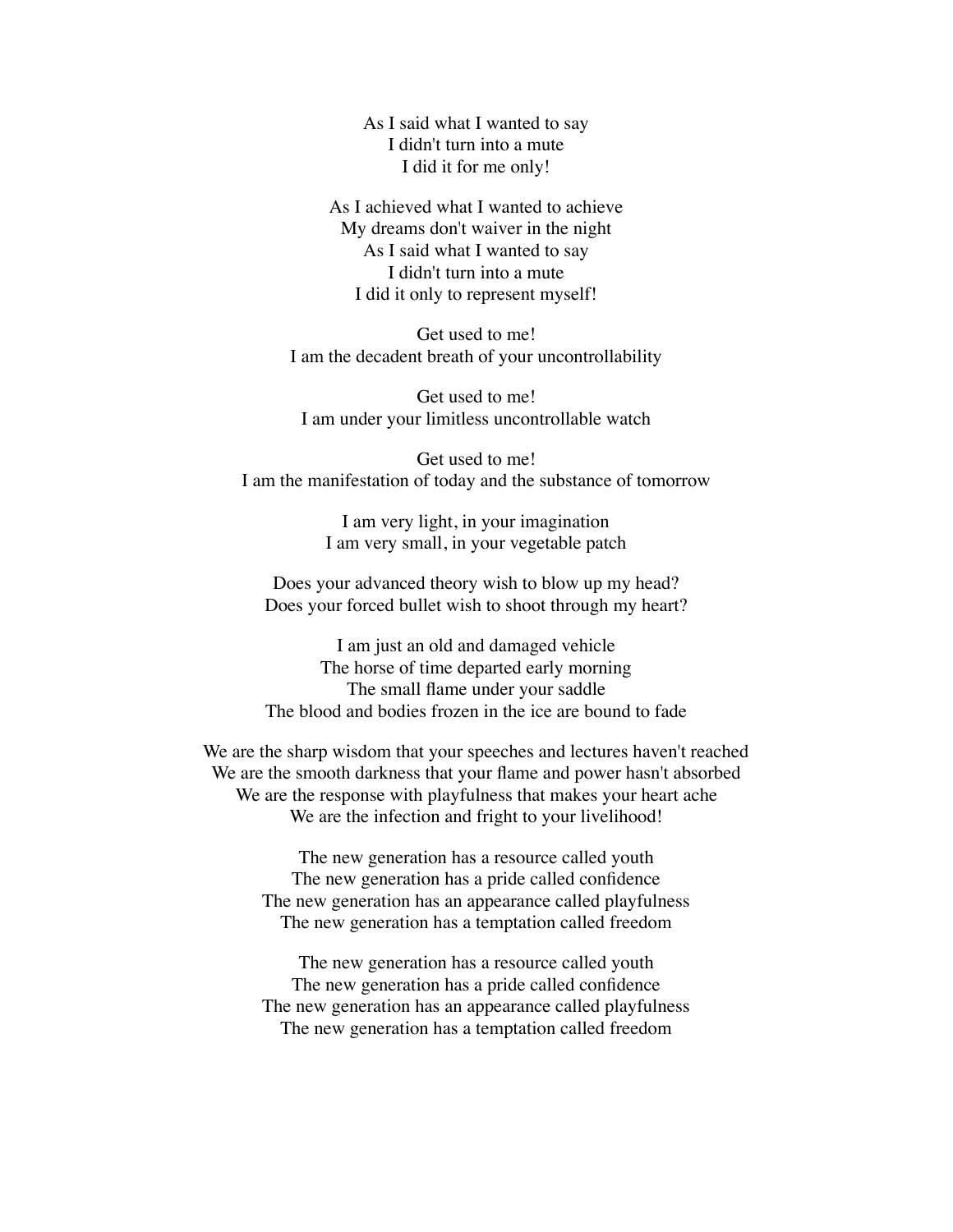As I said what I wanted to say
I didn't turn into a mute
I did it for me only!

As I achieved what I wanted to achieve
My dreams don't waiver in the night
As I said what I wanted to say
I didn't turn into a mute
I did it only to represent myself!

Get used to me!
I am the decadent breath of your uncontrollability

Get used to me!
I am under your limitless uncontrollable watch

Get used to me!
I am the manifestation of today and the substance of tomorrow

I am very light, in your imagination
I am very small, in your vegetable patch

Does your advanced theory wish to blow up my head?
Does your forced bullet wish to shoot through my heart?

I am just an old and damaged vehicle
The horse of time departed early morning
The small flame under your saddle
The blood and bodies frozen in the ice are bound to fade

We are the sharp wisdom that your speeches and lectures haven't reached
We are the smooth darkness that your flame and power hasn't absorbed
We are the response with playfulness that makes your heart ache
We are the infection and fright to your livelihood!

The new generation has a resource called youth
The new generation has a pride called confidence
The new generation has an appearance called playfulness
The new generation has a temptation called freedom

The new generation has a resource called youth
The new generation has a pride called confidence
The new generation has an appearance called playfulness
The new generation has a temptation called freedom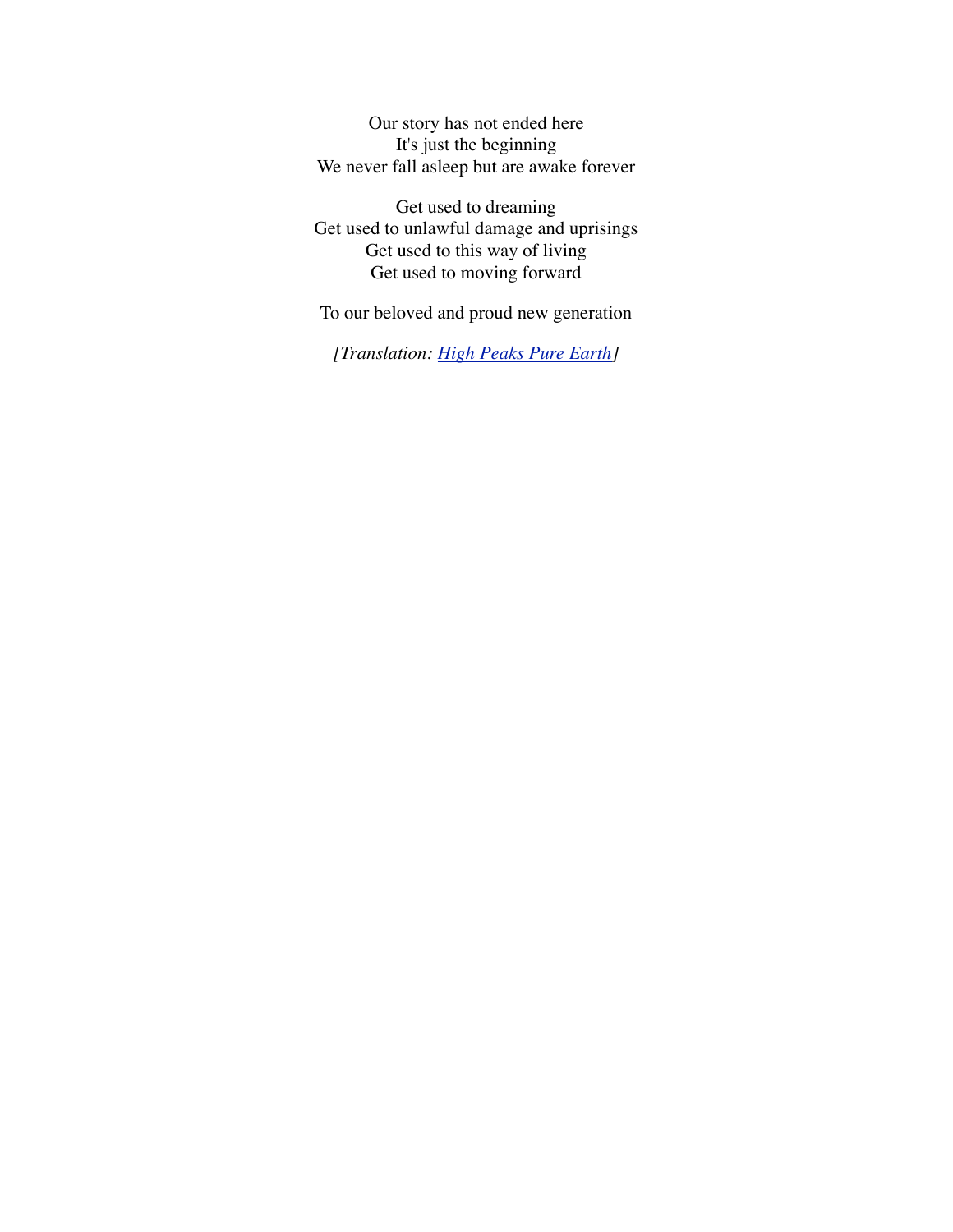Our story has not ended here
It's just the beginning
We never fall asleep but are awake forever

Get used to dreaming
Get used to unlawful damage and uprisings
Get used to this way of living
Get used to moving forward

To our beloved and proud new generation

*[Translation: High Peaks Pure Earth]*